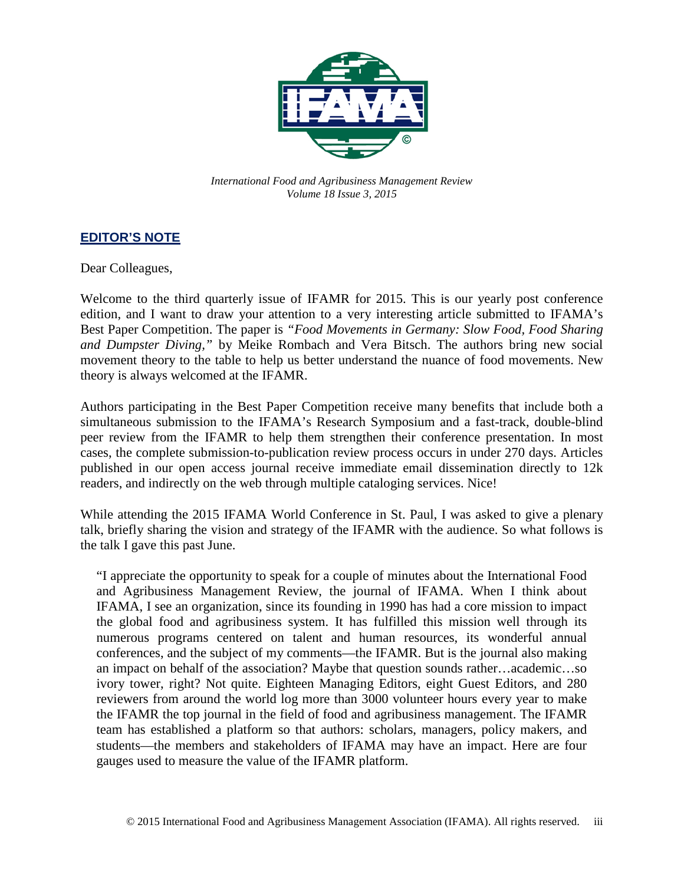*International Food and Agribusiness Management Review*
*Volume 18 Issue 3, 2015*

## EDITOR'S NOTE

Dear Colleagues,

Welcome to the third quarterly issue of IFAMR for 2015. This is our yearly post conference edition, and I want to draw your attention to a very interesting article submitted to IFAMA's Best Paper Competition. The paper is *"Food Movements in Germany: Slow Food, Food Sharing and Dumpster Diving,"* by Meike Rombach and Vera Bitsch. The authors bring new social movement theory to the table to help us better understand the nuance of food movements. New theory is always welcomed at the IFAMR.

Authors participating in the Best Paper Competition receive many benefits that include both a simultaneous submission to the IFAMA's Research Symposium and a fast-track, double-blind peer review from the IFAMR to help them strengthen their conference presentation. In most cases, the complete submission-to-publication review process occurs in under 270 days. Articles published in our open access journal receive immediate email dissemination directly to 12k readers, and indirectly on the web through multiple cataloging services. Nice!

While attending the 2015 IFAMA World Conference in St. Paul, I was asked to give a plenary talk, briefly sharing the vision and strategy of the IFAMR with the audience. So what follows is the talk I gave this past June.

> "I appreciate the opportunity to speak for a couple of minutes about the International Food and Agribusiness Management Review, the journal of IFAMA. When I think about IFAMA, I see an organization, since its founding in 1990 has had a core mission to impact the global food and agribusiness system. It has fulfilled this mission well through its numerous programs centered on talent and human resources, its wonderful annual conferences, and the subject of my comments—the IFAMR. But is the journal also making an impact on behalf of the association? Maybe that question sounds rather…academic…so ivory tower, right? Not quite. Eighteen Managing Editors, eight Guest Editors, and 280 reviewers from around the world log more than 3000 volunteer hours every year to make the IFAMR the top journal in the field of food and agribusiness management. The IFAMR team has established a platform so that authors: scholars, managers, policy makers, and students—the members and stakeholders of IFAMA may have an impact. Here are four gauges used to measure the value of the IFAMR platform.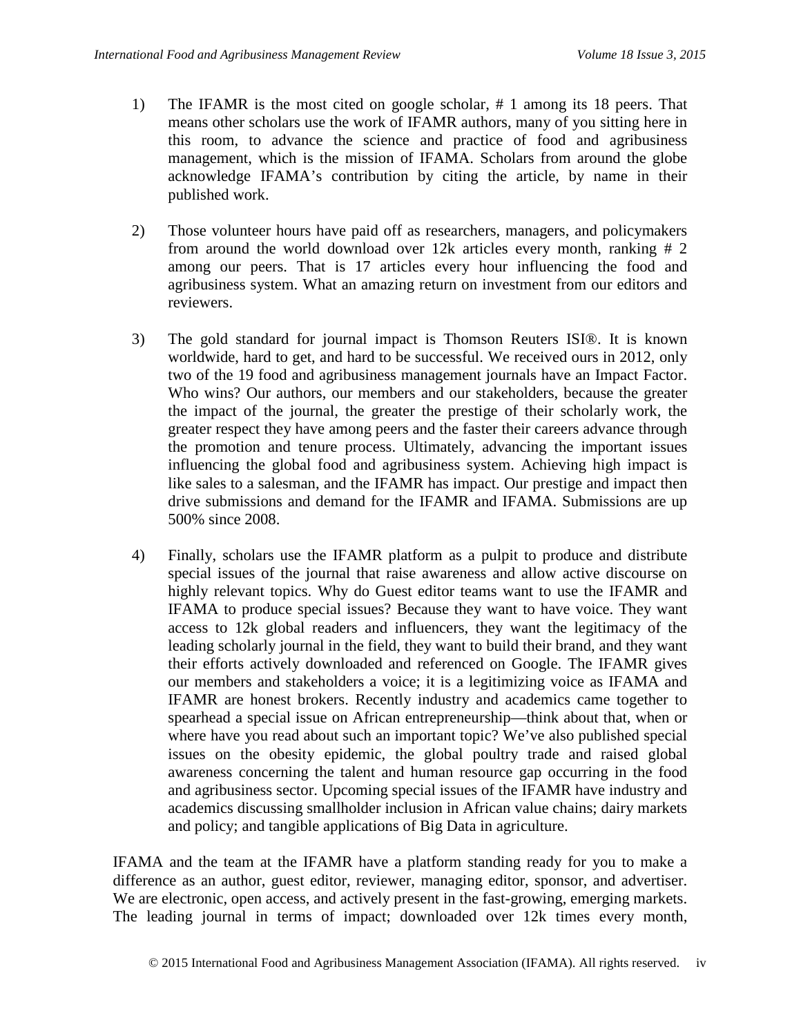1) The IFAMR is the most cited on google scholar, # 1 among its 18 peers. That means other scholars use the work of IFAMR authors, many of you sitting here in this room, to advance the science and practice of food and agribusiness management, which is the mission of IFAMA. Scholars from around the globe acknowledge IFAMA's contribution by citing the article, by name in their published work.

2) Those volunteer hours have paid off as researchers, managers, and policymakers from around the world download over 12k articles every month, ranking # 2 among our peers. That is 17 articles every hour influencing the food and agribusiness system. What an amazing return on investment from our editors and reviewers.

3) The gold standard for journal impact is Thomson Reuters ISI®. It is known worldwide, hard to get, and hard to be successful. We received ours in 2012, only two of the 19 food and agribusiness management journals have an Impact Factor. Who wins? Our authors, our members and our stakeholders, because the greater the impact of the journal, the greater the prestige of their scholarly work, the greater respect they have among peers and the faster their careers advance through the promotion and tenure process. Ultimately, advancing the important issues influencing the global food and agribusiness system. Achieving high impact is like sales to a salesman, and the IFAMR has impact. Our prestige and impact then drive submissions and demand for the IFAMR and IFAMA. Submissions are up 500% since 2008.

4) Finally, scholars use the IFAMR platform as a pulpit to produce and distribute special issues of the journal that raise awareness and allow active discourse on highly relevant topics. Why do Guest editor teams want to use the IFAMR and IFAMA to produce special issues? Because they want to have voice. They want access to 12k global readers and influencers, they want the legitimacy of the leading scholarly journal in the field, they want to build their brand, and they want their efforts actively downloaded and referenced on Google. The IFAMR gives our members and stakeholders a voice; it is a legitimizing voice as IFAMA and IFAMR are honest brokers. Recently industry and academics came together to spearhead a special issue on African entrepreneurship—think about that, when or where have you read about such an important topic? We've also published special issues on the obesity epidemic, the global poultry trade and raised global awareness concerning the talent and human resource gap occurring in the food and agribusiness sector. Upcoming special issues of the IFAMR have industry and academics discussing smallholder inclusion in African value chains; dairy markets and policy; and tangible applications of Big Data in agriculture.

IFAMA and the team at the IFAMR have a platform standing ready for you to make a difference as an author, guest editor, reviewer, managing editor, sponsor, and advertiser. We are electronic, open access, and actively present in the fast-growing, emerging markets. The leading journal in terms of impact; downloaded over 12k times every month,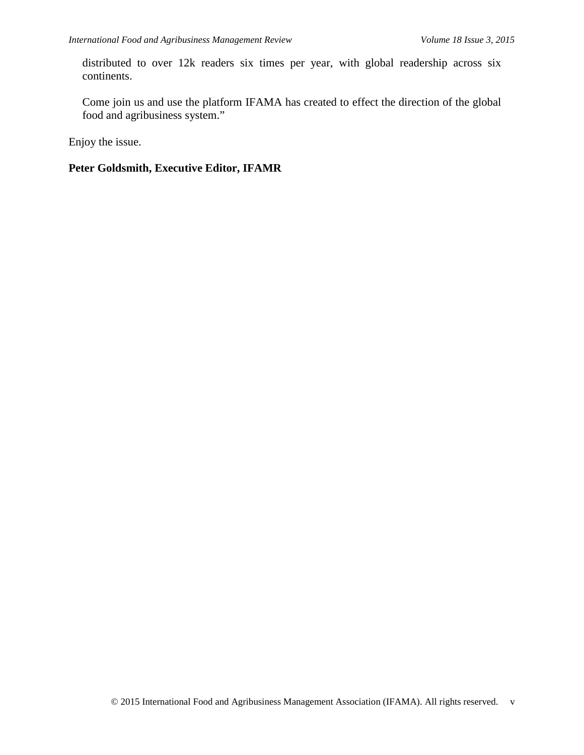distributed to over 12k readers six times per year, with global readership across six continents.

Come join us and use the platform IFAMA has created to effect the direction of the global food and agribusiness system."

Enjoy the issue.

**Peter Goldsmith, Executive Editor, IFAMR**